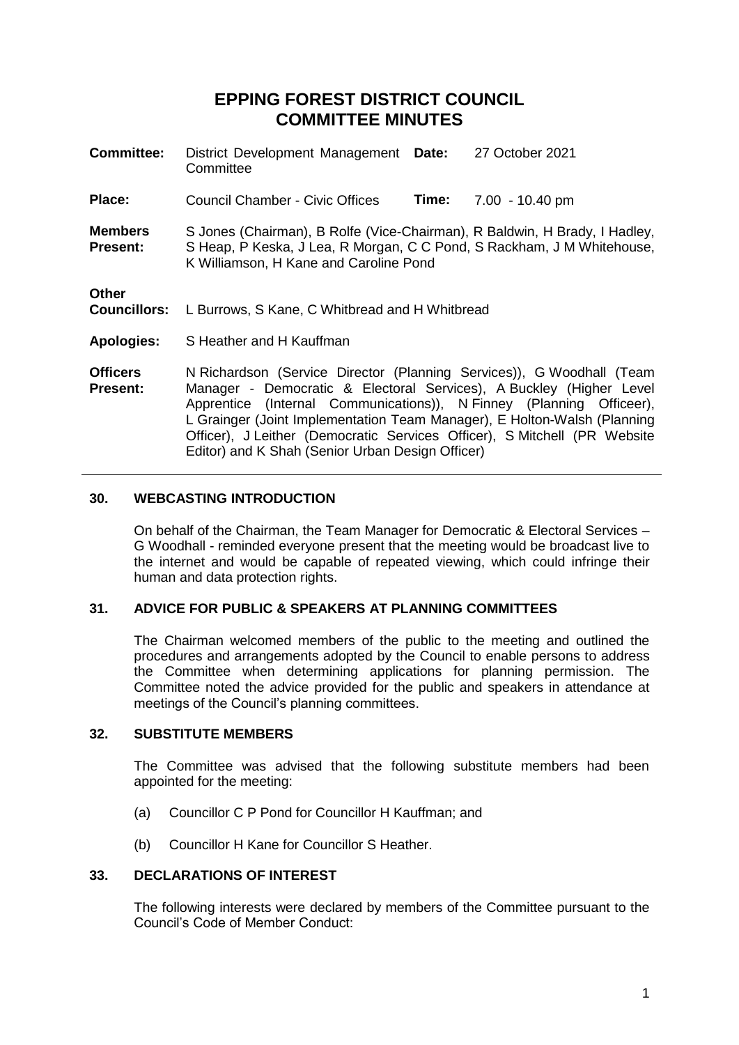# EPPING FOREST DISTRICT COUNCIL
# COMMITTEE MINUTES

| | | | |
|---|---|---|---|
| **Committee:** | District Development Management Committee | **Date:** | 27 October 2021 |
| **Place:** | Council Chamber - Civic Offices | **Time:** | 7.00 - 10.40 pm |

**Members Present:** S Jones (Chairman), B Rolfe (Vice-Chairman), R Baldwin, H Brady, I Hadley, S Heap, P Keska, J Lea, R Morgan, C C Pond, S Rackham, J M Whitehouse, K Williamson, H Kane and Caroline Pond

**Other Councillors:** L Burrows, S Kane, C Whitbread and H Whitbread

**Apologies:** S Heather and H Kauffman

**Officers Present:** N Richardson (Service Director (Planning Services)), G Woodhall (Team Manager - Democratic & Electoral Services), A Buckley (Higher Level Apprentice (Internal Communications)), N Finney (Planning Officeer), L Grainger (Joint Implementation Team Manager), E Holton-Walsh (Planning Officer), J Leither (Democratic Services Officer), S Mitchell (PR Website Editor) and K Shah (Senior Urban Design Officer)

## 30. WEBCASTING INTRODUCTION

On behalf of the Chairman, the Team Manager for Democratic & Electoral Services – G Woodhall - reminded everyone present that the meeting would be broadcast live to the internet and would be capable of repeated viewing, which could infringe their human and data protection rights.

## 31. ADVICE FOR PUBLIC & SPEAKERS AT PLANNING COMMITTEES

The Chairman welcomed members of the public to the meeting and outlined the procedures and arrangements adopted by the Council to enable persons to address the Committee when determining applications for planning permission. The Committee noted the advice provided for the public and speakers in attendance at meetings of the Council's planning committees.

## 32. SUBSTITUTE MEMBERS

The Committee was advised that the following substitute members had been appointed for the meeting:

(a) Councillor C P Pond for Councillor H Kauffman; and

(b) Councillor H Kane for Councillor S Heather.

## 33. DECLARATIONS OF INTEREST

The following interests were declared by members of the Committee pursuant to the Council's Code of Member Conduct: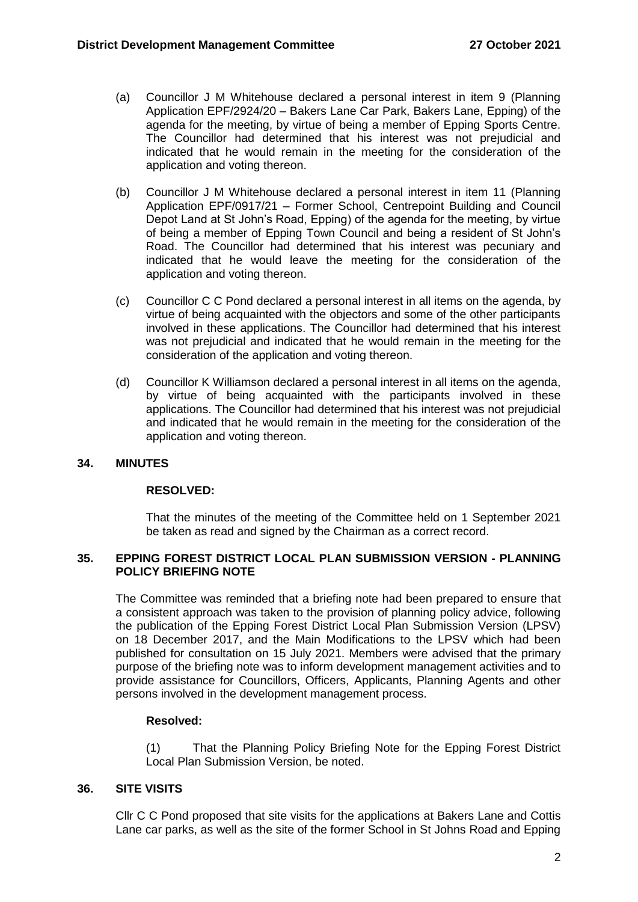(a) Councillor J M Whitehouse declared a personal interest in item 9 (Planning Application EPF/2924/20 – Bakers Lane Car Park, Bakers Lane, Epping) of the agenda for the meeting, by virtue of being a member of Epping Sports Centre. The Councillor had determined that his interest was not prejudicial and indicated that he would remain in the meeting for the consideration of the application and voting thereon.

(b) Councillor J M Whitehouse declared a personal interest in item 11 (Planning Application EPF/0917/21 – Former School, Centrepoint Building and Council Depot Land at St John's Road, Epping) of the agenda for the meeting, by virtue of being a member of Epping Town Council and being a resident of St John's Road. The Councillor had determined that his interest was pecuniary and indicated that he would leave the meeting for the consideration of the application and voting thereon.

(c) Councillor C C Pond declared a personal interest in all items on the agenda, by virtue of being acquainted with the objectors and some of the other participants involved in these applications. The Councillor had determined that his interest was not prejudicial and indicated that he would remain in the meeting for the consideration of the application and voting thereon.

(d) Councillor K Williamson declared a personal interest in all items on the agenda, by virtue of being acquainted with the participants involved in these applications. The Councillor had determined that his interest was not prejudicial and indicated that he would remain in the meeting for the consideration of the application and voting thereon.

## 34. MINUTES

**RESOLVED:**

That the minutes of the meeting of the Committee held on 1 September 2021 be taken as read and signed by the Chairman as a correct record.

## 35. EPPING FOREST DISTRICT LOCAL PLAN SUBMISSION VERSION - PLANNING POLICY BRIEFING NOTE

The Committee was reminded that a briefing note had been prepared to ensure that a consistent approach was taken to the provision of planning policy advice, following the publication of the Epping Forest District Local Plan Submission Version (LPSV) on 18 December 2017, and the Main Modifications to the LPSV which had been published for consultation on 15 July 2021. Members were advised that the primary purpose of the briefing note was to inform development management activities and to provide assistance for Councillors, Officers, Applicants, Planning Agents and other persons involved in the development management process.

**Resolved:**

(1) That the Planning Policy Briefing Note for the Epping Forest District Local Plan Submission Version, be noted.

## 36. SITE VISITS

Cllr C C Pond proposed that site visits for the applications at Bakers Lane and Cottis Lane car parks, as well as the site of the former School in St Johns Road and Epping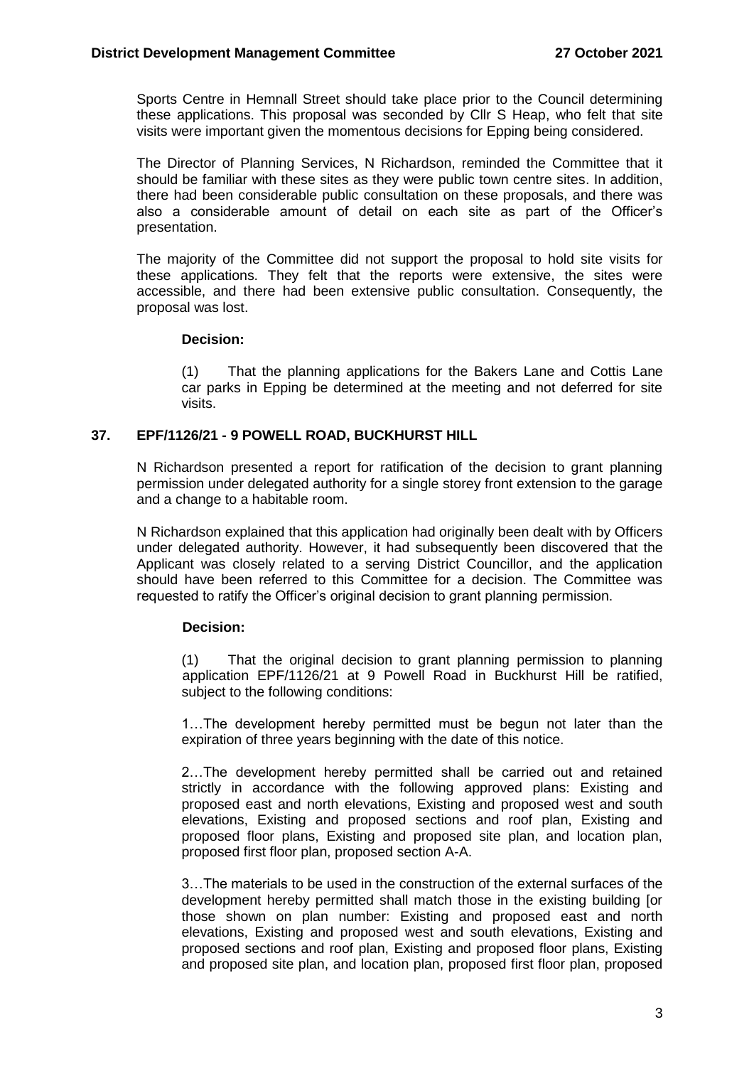Sports Centre in Hemnall Street should take place prior to the Council determining these applications. This proposal was seconded by Cllr S Heap, who felt that site visits were important given the momentous decisions for Epping being considered.

The Director of Planning Services, N Richardson, reminded the Committee that it should be familiar with these sites as they were public town centre sites. In addition, there had been considerable public consultation on these proposals, and there was also a considerable amount of detail on each site as part of the Officer's presentation.

The majority of the Committee did not support the proposal to hold site visits for these applications. They felt that the reports were extensive, the sites were accessible, and there had been extensive public consultation. Consequently, the proposal was lost.

**Decision:**

(1) That the planning applications for the Bakers Lane and Cottis Lane car parks in Epping be determined at the meeting and not deferred for site visits.

## 37. EPF/1126/21 - 9 POWELL ROAD, BUCKHURST HILL

N Richardson presented a report for ratification of the decision to grant planning permission under delegated authority for a single storey front extension to the garage and a change to a habitable room.

N Richardson explained that this application had originally been dealt with by Officers under delegated authority. However, it had subsequently been discovered that the Applicant was closely related to a serving District Councillor, and the application should have been referred to this Committee for a decision. The Committee was requested to ratify the Officer's original decision to grant planning permission.

**Decision:**

(1) That the original decision to grant planning permission to planning application EPF/1126/21 at 9 Powell Road in Buckhurst Hill be ratified, subject to the following conditions:

1…The development hereby permitted must be begun not later than the expiration of three years beginning with the date of this notice.

2…The development hereby permitted shall be carried out and retained strictly in accordance with the following approved plans: Existing and proposed east and north elevations, Existing and proposed west and south elevations, Existing and proposed sections and roof plan, Existing and proposed floor plans, Existing and proposed site plan, and location plan, proposed first floor plan, proposed section A-A.

3…The materials to be used in the construction of the external surfaces of the development hereby permitted shall match those in the existing building [or those shown on plan number: Existing and proposed east and north elevations, Existing and proposed west and south elevations, Existing and proposed sections and roof plan, Existing and proposed floor plans, Existing and proposed site plan, and location plan, proposed first floor plan, proposed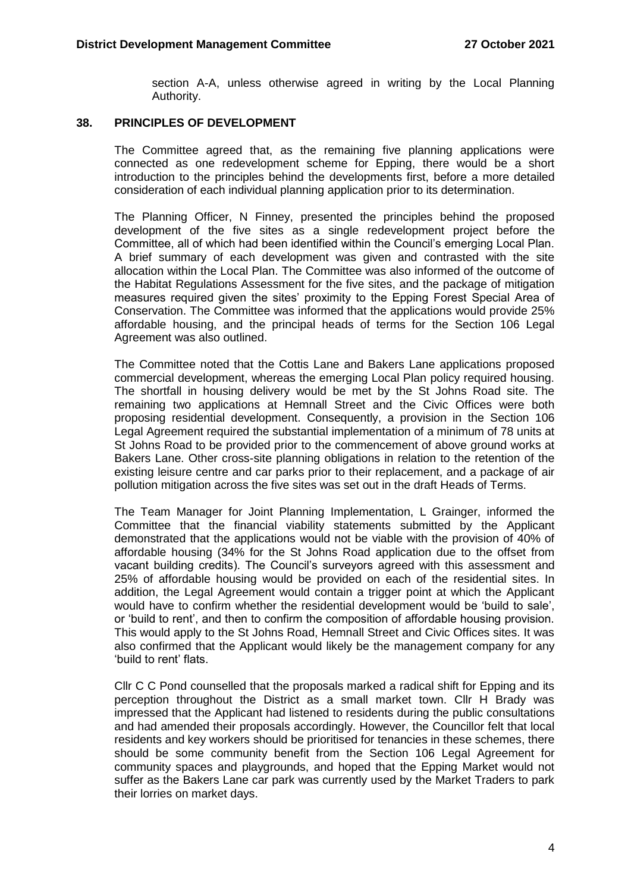section A-A, unless otherwise agreed in writing by the Local Planning Authority.

## 38. PRINCIPLES OF DEVELOPMENT

The Committee agreed that, as the remaining five planning applications were connected as one redevelopment scheme for Epping, there would be a short introduction to the principles behind the developments first, before a more detailed consideration of each individual planning application prior to its determination.

The Planning Officer, N Finney, presented the principles behind the proposed development of the five sites as a single redevelopment project before the Committee, all of which had been identified within the Council's emerging Local Plan. A brief summary of each development was given and contrasted with the site allocation within the Local Plan. The Committee was also informed of the outcome of the Habitat Regulations Assessment for the five sites, and the package of mitigation measures required given the sites' proximity to the Epping Forest Special Area of Conservation. The Committee was informed that the applications would provide 25% affordable housing, and the principal heads of terms for the Section 106 Legal Agreement was also outlined.

The Committee noted that the Cottis Lane and Bakers Lane applications proposed commercial development, whereas the emerging Local Plan policy required housing. The shortfall in housing delivery would be met by the St Johns Road site. The remaining two applications at Hemnall Street and the Civic Offices were both proposing residential development. Consequently, a provision in the Section 106 Legal Agreement required the substantial implementation of a minimum of 78 units at St Johns Road to be provided prior to the commencement of above ground works at Bakers Lane. Other cross-site planning obligations in relation to the retention of the existing leisure centre and car parks prior to their replacement, and a package of air pollution mitigation across the five sites was set out in the draft Heads of Terms.

The Team Manager for Joint Planning Implementation, L Grainger, informed the Committee that the financial viability statements submitted by the Applicant demonstrated that the applications would not be viable with the provision of 40% of affordable housing (34% for the St Johns Road application due to the offset from vacant building credits). The Council's surveyors agreed with this assessment and 25% of affordable housing would be provided on each of the residential sites. In addition, the Legal Agreement would contain a trigger point at which the Applicant would have to confirm whether the residential development would be 'build to sale', or 'build to rent', and then to confirm the composition of affordable housing provision. This would apply to the St Johns Road, Hemnall Street and Civic Offices sites. It was also confirmed that the Applicant would likely be the management company for any 'build to rent' flats.

Cllr C C Pond counselled that the proposals marked a radical shift for Epping and its perception throughout the District as a small market town. Cllr H Brady was impressed that the Applicant had listened to residents during the public consultations and had amended their proposals accordingly. However, the Councillor felt that local residents and key workers should be prioritised for tenancies in these schemes, there should be some community benefit from the Section 106 Legal Agreement for community spaces and playgrounds, and hoped that the Epping Market would not suffer as the Bakers Lane car park was currently used by the Market Traders to park their lorries on market days.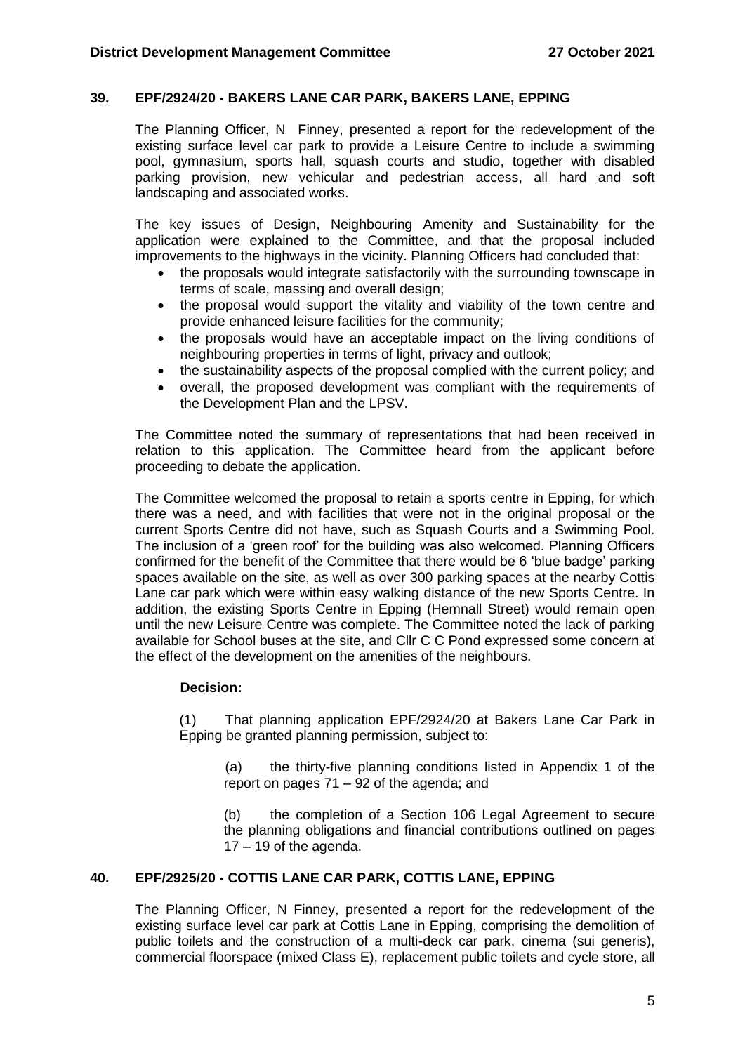### 39. EPF/2924/20 - BAKERS LANE CAR PARK, BAKERS LANE, EPPING

The Planning Officer, N Finney, presented a report for the redevelopment of the existing surface level car park to provide a Leisure Centre to include a swimming pool, gymnasium, sports hall, squash courts and studio, together with disabled parking provision, new vehicular and pedestrian access, all hard and soft landscaping and associated works.

The key issues of Design, Neighbouring Amenity and Sustainability for the application were explained to the Committee, and that the proposal included improvements to the highways in the vicinity. Planning Officers had concluded that:

- the proposals would integrate satisfactorily with the surrounding townscape in terms of scale, massing and overall design;
- the proposal would support the vitality and viability of the town centre and provide enhanced leisure facilities for the community;
- the proposals would have an acceptable impact on the living conditions of neighbouring properties in terms of light, privacy and outlook;
- the sustainability aspects of the proposal complied with the current policy; and
- overall, the proposed development was compliant with the requirements of the Development Plan and the LPSV.

The Committee noted the summary of representations that had been received in relation to this application. The Committee heard from the applicant before proceeding to debate the application.

The Committee welcomed the proposal to retain a sports centre in Epping, for which there was a need, and with facilities that were not in the original proposal or the current Sports Centre did not have, such as Squash Courts and a Swimming Pool. The inclusion of a 'green roof' for the building was also welcomed. Planning Officers confirmed for the benefit of the Committee that there would be 6 'blue badge' parking spaces available on the site, as well as over 300 parking spaces at the nearby Cottis Lane car park which were within easy walking distance of the new Sports Centre. In addition, the existing Sports Centre in Epping (Hemnall Street) would remain open until the new Leisure Centre was complete. The Committee noted the lack of parking available for School buses at the site, and Cllr C C Pond expressed some concern at the effect of the development on the amenities of the neighbours.

**Decision:**

(1) That planning application EPF/2924/20 at Bakers Lane Car Park in Epping be granted planning permission, subject to:

(a) the thirty-five planning conditions listed in Appendix 1 of the report on pages 71 – 92 of the agenda; and

(b) the completion of a Section 106 Legal Agreement to secure the planning obligations and financial contributions outlined on pages 17 – 19 of the agenda.

### 40. EPF/2925/20 - COTTIS LANE CAR PARK, COTTIS LANE, EPPING

The Planning Officer, N Finney, presented a report for the redevelopment of the existing surface level car park at Cottis Lane in Epping, comprising the demolition of public toilets and the construction of a multi-deck car park, cinema (sui generis), commercial floorspace (mixed Class E), replacement public toilets and cycle store, all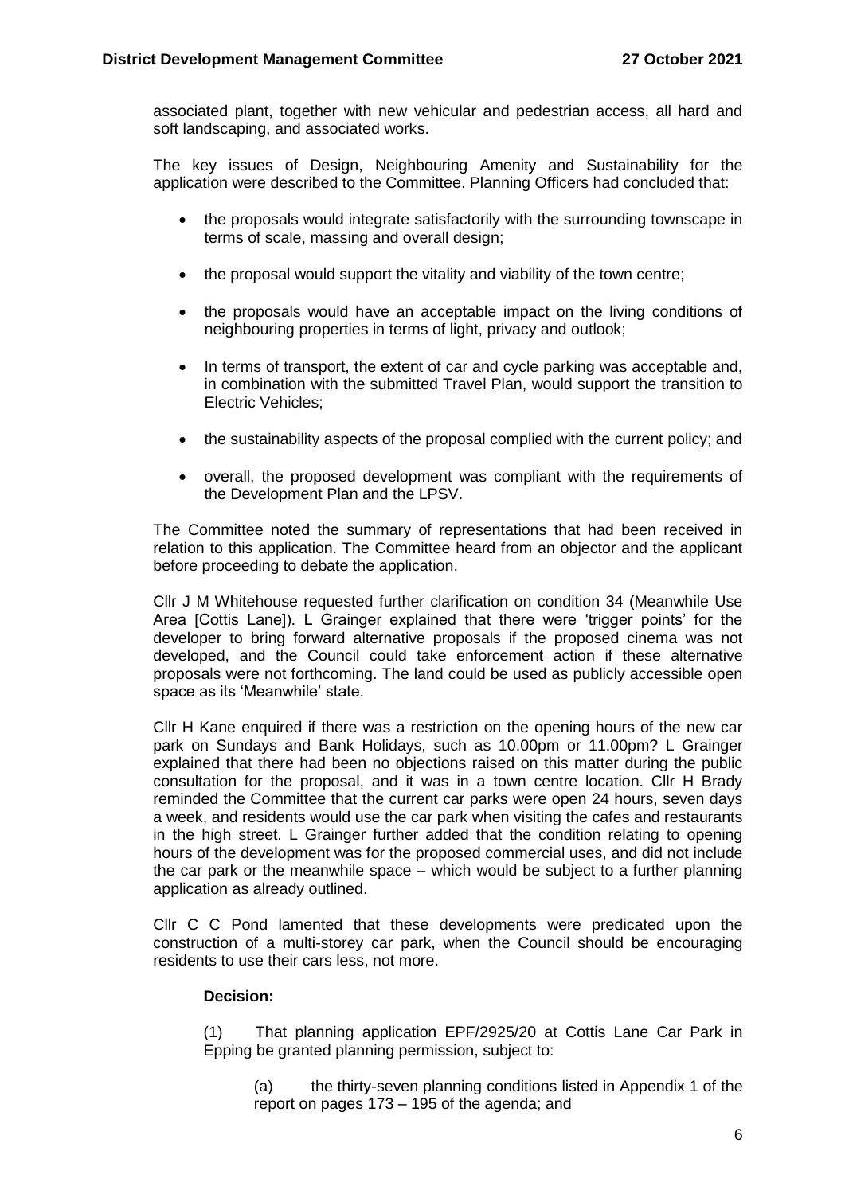associated plant, together with new vehicular and pedestrian access, all hard and soft landscaping, and associated works.

The key issues of Design, Neighbouring Amenity and Sustainability for the application were described to the Committee. Planning Officers had concluded that:

- the proposals would integrate satisfactorily with the surrounding townscape in terms of scale, massing and overall design;
- the proposal would support the vitality and viability of the town centre;
- the proposals would have an acceptable impact on the living conditions of neighbouring properties in terms of light, privacy and outlook;
- In terms of transport, the extent of car and cycle parking was acceptable and, in combination with the submitted Travel Plan, would support the transition to Electric Vehicles;
- the sustainability aspects of the proposal complied with the current policy; and
- overall, the proposed development was compliant with the requirements of the Development Plan and the LPSV.

The Committee noted the summary of representations that had been received in relation to this application. The Committee heard from an objector and the applicant before proceeding to debate the application.

Cllr J M Whitehouse requested further clarification on condition 34 (Meanwhile Use Area [Cottis Lane]). L Grainger explained that there were 'trigger points' for the developer to bring forward alternative proposals if the proposed cinema was not developed, and the Council could take enforcement action if these alternative proposals were not forthcoming. The land could be used as publicly accessible open space as its 'Meanwhile' state.

Cllr H Kane enquired if there was a restriction on the opening hours of the new car park on Sundays and Bank Holidays, such as 10.00pm or 11.00pm? L Grainger explained that there had been no objections raised on this matter during the public consultation for the proposal, and it was in a town centre location. Cllr H Brady reminded the Committee that the current car parks were open 24 hours, seven days a week, and residents would use the car park when visiting the cafes and restaurants in the high street. L Grainger further added that the condition relating to opening hours of the development was for the proposed commercial uses, and did not include the car park or the meanwhile space – which would be subject to a further planning application as already outlined.

Cllr C C Pond lamented that these developments were predicated upon the construction of a multi-storey car park, when the Council should be encouraging residents to use their cars less, not more.

**Decision:**

(1) That planning application EPF/2925/20 at Cottis Lane Car Park in Epping be granted planning permission, subject to:

(a) the thirty-seven planning conditions listed in Appendix 1 of the report on pages 173 – 195 of the agenda; and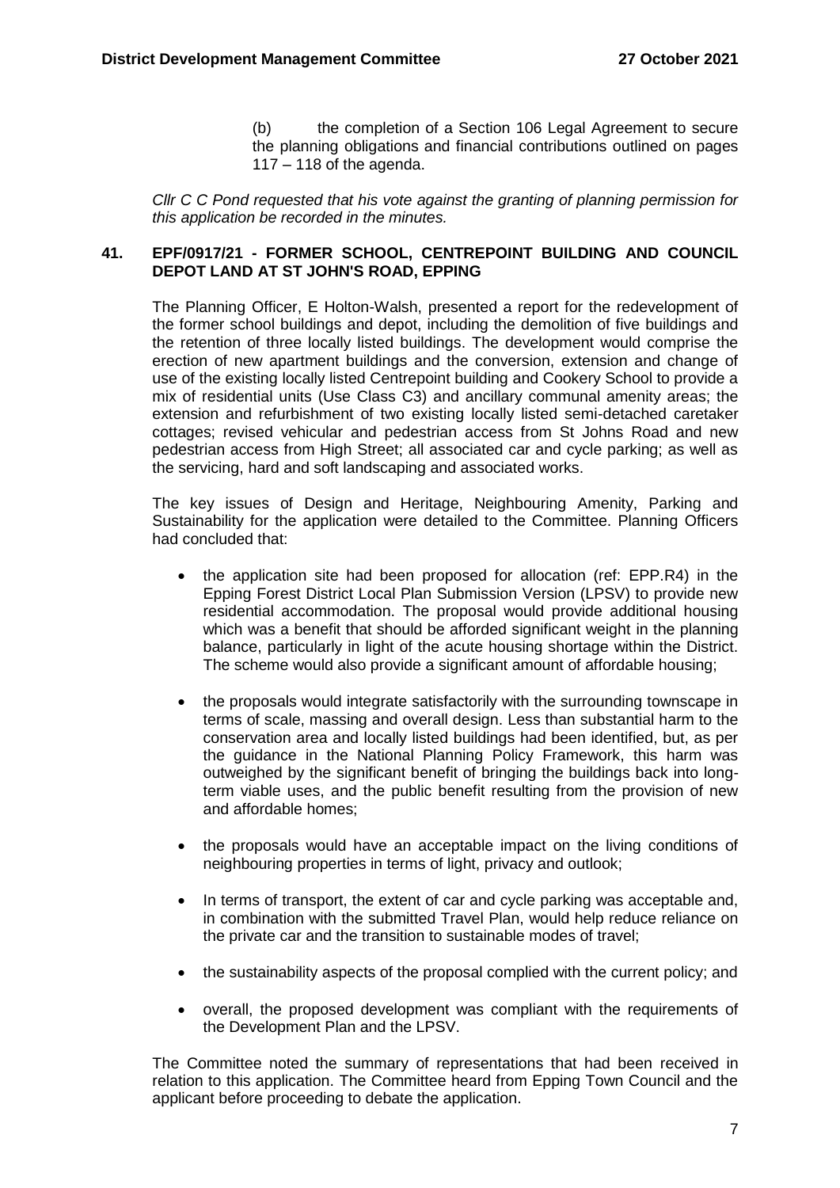(b) the completion of a Section 106 Legal Agreement to secure the planning obligations and financial contributions outlined on pages 117 – 118 of the agenda.

*Cllr C C Pond requested that his vote against the granting of planning permission for this application be recorded in the minutes.*

## 41. EPF/0917/21 - FORMER SCHOOL, CENTREPOINT BUILDING AND COUNCIL DEPOT LAND AT ST JOHN'S ROAD, EPPING

The Planning Officer, E Holton-Walsh, presented a report for the redevelopment of the former school buildings and depot, including the demolition of five buildings and the retention of three locally listed buildings. The development would comprise the erection of new apartment buildings and the conversion, extension and change of use of the existing locally listed Centrepoint building and Cookery School to provide a mix of residential units (Use Class C3) and ancillary communal amenity areas; the extension and refurbishment of two existing locally listed semi-detached caretaker cottages; revised vehicular and pedestrian access from St Johns Road and new pedestrian access from High Street; all associated car and cycle parking; as well as the servicing, hard and soft landscaping and associated works.

The key issues of Design and Heritage, Neighbouring Amenity, Parking and Sustainability for the application were detailed to the Committee. Planning Officers had concluded that:

- the application site had been proposed for allocation (ref: EPP.R4) in the Epping Forest District Local Plan Submission Version (LPSV) to provide new residential accommodation. The proposal would provide additional housing which was a benefit that should be afforded significant weight in the planning balance, particularly in light of the acute housing shortage within the District. The scheme would also provide a significant amount of affordable housing;

- the proposals would integrate satisfactorily with the surrounding townscape in terms of scale, massing and overall design. Less than substantial harm to the conservation area and locally listed buildings had been identified, but, as per the guidance in the National Planning Policy Framework, this harm was outweighed by the significant benefit of bringing the buildings back into long-term viable uses, and the public benefit resulting from the provision of new and affordable homes;

- the proposals would have an acceptable impact on the living conditions of neighbouring properties in terms of light, privacy and outlook;

- In terms of transport, the extent of car and cycle parking was acceptable and, in combination with the submitted Travel Plan, would help reduce reliance on the private car and the transition to sustainable modes of travel;

- the sustainability aspects of the proposal complied with the current policy; and

- overall, the proposed development was compliant with the requirements of the Development Plan and the LPSV.

The Committee noted the summary of representations that had been received in relation to this application. The Committee heard from Epping Town Council and the applicant before proceeding to debate the application.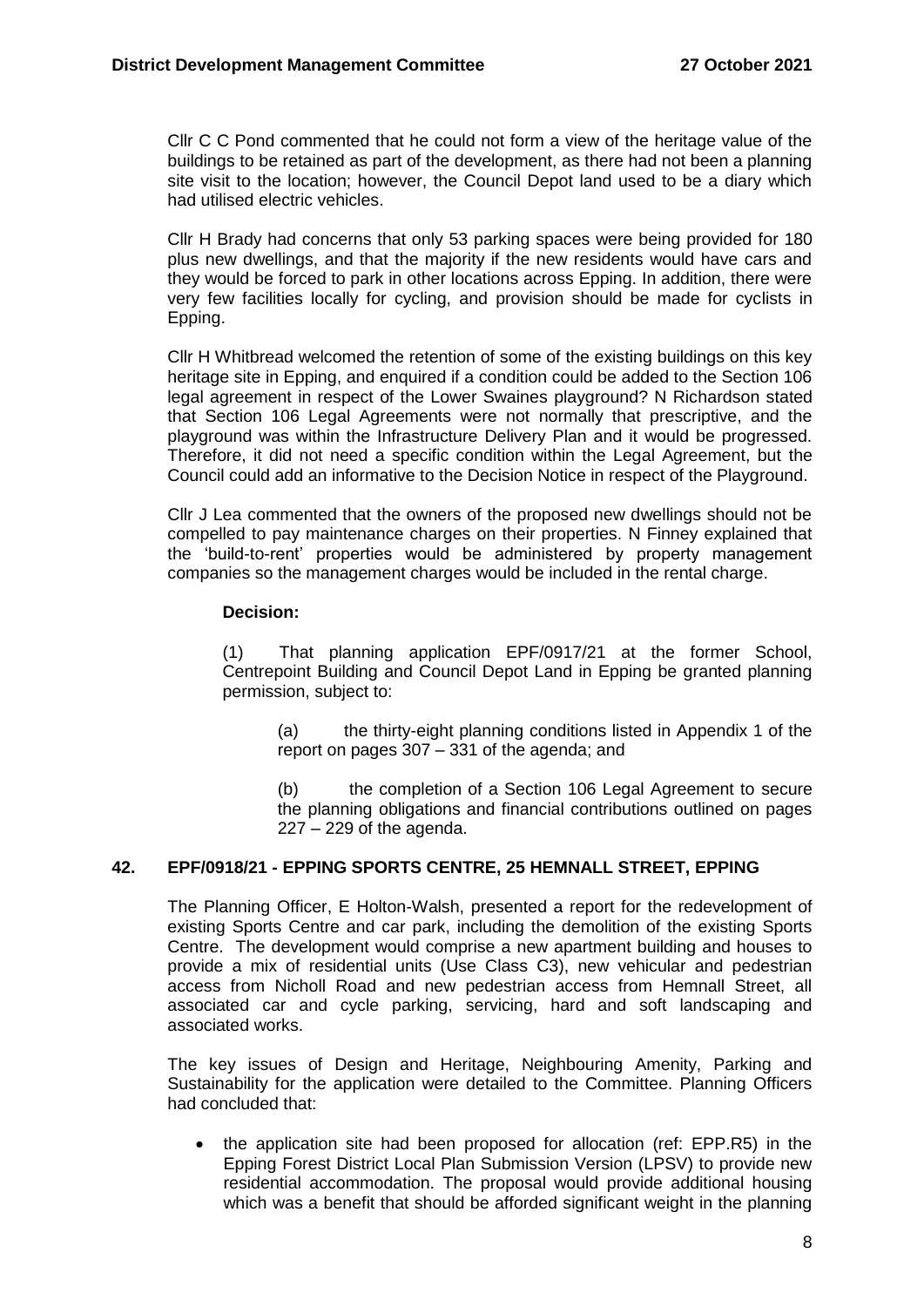Cllr C C Pond commented that he could not form a view of the heritage value of the buildings to be retained as part of the development, as there had not been a planning site visit to the location; however, the Council Depot land used to be a diary which had utilised electric vehicles.

Cllr H Brady had concerns that only 53 parking spaces were being provided for 180 plus new dwellings, and that the majority if the new residents would have cars and they would be forced to park in other locations across Epping. In addition, there were very few facilities locally for cycling, and provision should be made for cyclists in Epping.

Cllr H Whitbread welcomed the retention of some of the existing buildings on this key heritage site in Epping, and enquired if a condition could be added to the Section 106 legal agreement in respect of the Lower Swaines playground? N Richardson stated that Section 106 Legal Agreements were not normally that prescriptive, and the playground was within the Infrastructure Delivery Plan and it would be progressed. Therefore, it did not need a specific condition within the Legal Agreement, but the Council could add an informative to the Decision Notice in respect of the Playground.

Cllr J Lea commented that the owners of the proposed new dwellings should not be compelled to pay maintenance charges on their properties. N Finney explained that the 'build-to-rent' properties would be administered by property management companies so the management charges would be included in the rental charge.

**Decision:**

(1) That planning application EPF/0917/21 at the former School, Centrepoint Building and Council Depot Land in Epping be granted planning permission, subject to:

(a) the thirty-eight planning conditions listed in Appendix 1 of the report on pages 307 – 331 of the agenda; and

(b) the completion of a Section 106 Legal Agreement to secure the planning obligations and financial contributions outlined on pages 227 – 229 of the agenda.

## 42. EPF/0918/21 - EPPING SPORTS CENTRE, 25 HEMNALL STREET, EPPING

The Planning Officer, E Holton-Walsh, presented a report for the redevelopment of existing Sports Centre and car park, including the demolition of the existing Sports Centre. The development would comprise a new apartment building and houses to provide a mix of residential units (Use Class C3), new vehicular and pedestrian access from Nicholl Road and new pedestrian access from Hemnall Street, all associated car and cycle parking, servicing, hard and soft landscaping and associated works.

The key issues of Design and Heritage, Neighbouring Amenity, Parking and Sustainability for the application were detailed to the Committee. Planning Officers had concluded that:

- the application site had been proposed for allocation (ref: EPP.R5) in the Epping Forest District Local Plan Submission Version (LPSV) to provide new residential accommodation. The proposal would provide additional housing which was a benefit that should be afforded significant weight in the planning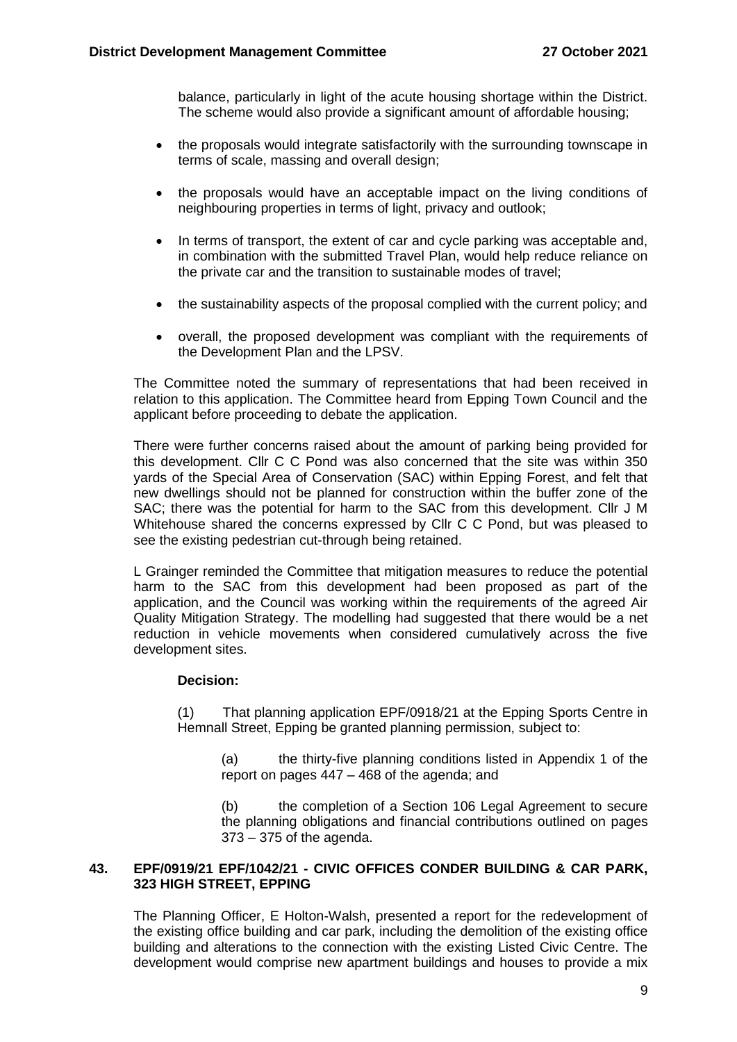balance, particularly in light of the acute housing shortage within the District. The scheme would also provide a significant amount of affordable housing;

- the proposals would integrate satisfactorily with the surrounding townscape in terms of scale, massing and overall design;
- the proposals would have an acceptable impact on the living conditions of neighbouring properties in terms of light, privacy and outlook;
- In terms of transport, the extent of car and cycle parking was acceptable and, in combination with the submitted Travel Plan, would help reduce reliance on the private car and the transition to sustainable modes of travel;
- the sustainability aspects of the proposal complied with the current policy; and
- overall, the proposed development was compliant with the requirements of the Development Plan and the LPSV.

The Committee noted the summary of representations that had been received in relation to this application. The Committee heard from Epping Town Council and the applicant before proceeding to debate the application.

There were further concerns raised about the amount of parking being provided for this development. Cllr C C Pond was also concerned that the site was within 350 yards of the Special Area of Conservation (SAC) within Epping Forest, and felt that new dwellings should not be planned for construction within the buffer zone of the SAC; there was the potential for harm to the SAC from this development. Cllr J M Whitehouse shared the concerns expressed by Cllr C C Pond, but was pleased to see the existing pedestrian cut-through being retained.

L Grainger reminded the Committee that mitigation measures to reduce the potential harm to the SAC from this development had been proposed as part of the application, and the Council was working within the requirements of the agreed Air Quality Mitigation Strategy. The modelling had suggested that there would be a net reduction in vehicle movements when considered cumulatively across the five development sites.

**Decision:**

(1) That planning application EPF/0918/21 at the Epping Sports Centre in Hemnall Street, Epping be granted planning permission, subject to:

(a) the thirty-five planning conditions listed in Appendix 1 of the report on pages 447 – 468 of the agenda; and

(b) the completion of a Section 106 Legal Agreement to secure the planning obligations and financial contributions outlined on pages 373 – 375 of the agenda.

### 43. EPF/0919/21 EPF/1042/21 - CIVIC OFFICES CONDER BUILDING & CAR PARK, 323 HIGH STREET, EPPING

The Planning Officer, E Holton-Walsh, presented a report for the redevelopment of the existing office building and car park, including the demolition of the existing office building and alterations to the connection with the existing Listed Civic Centre. The development would comprise new apartment buildings and houses to provide a mix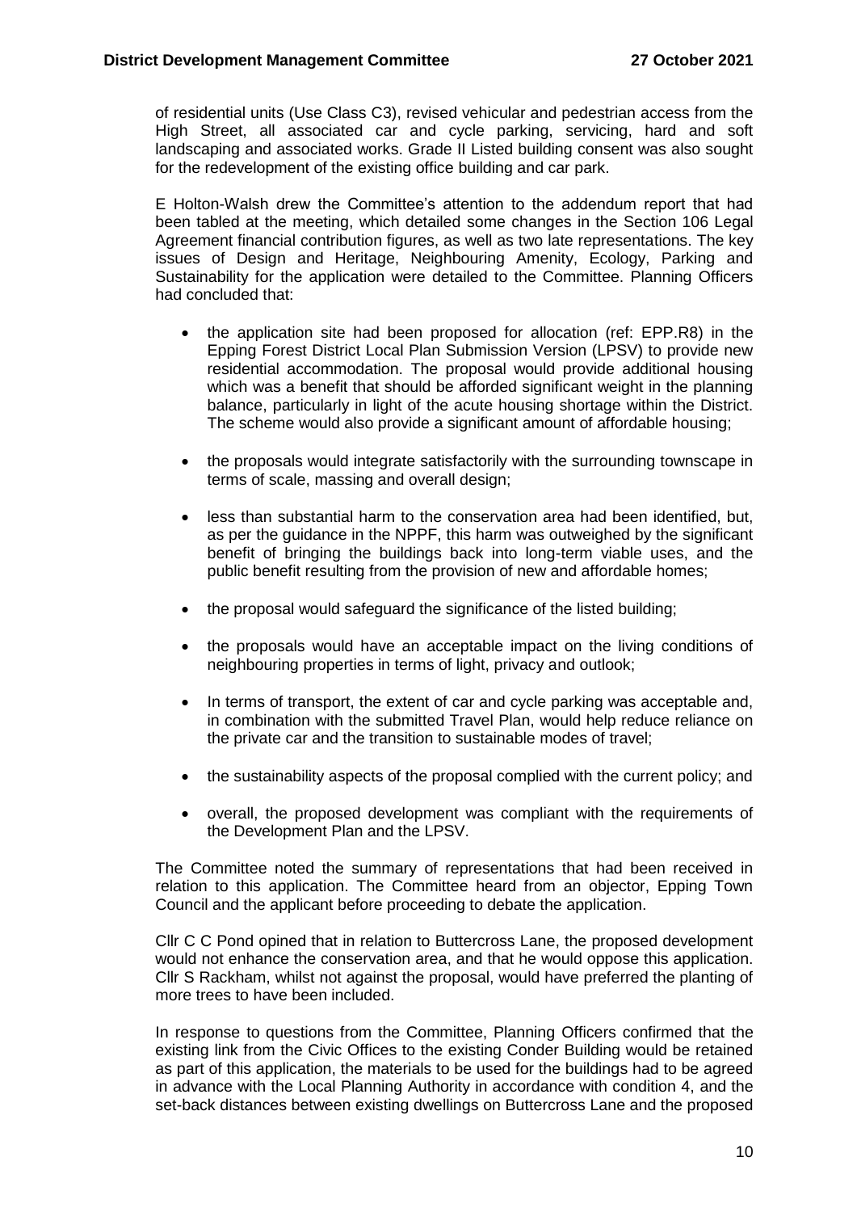of residential units (Use Class C3), revised vehicular and pedestrian access from the High Street, all associated car and cycle parking, servicing, hard and soft landscaping and associated works. Grade II Listed building consent was also sought for the redevelopment of the existing office building and car park.

E Holton-Walsh drew the Committee's attention to the addendum report that had been tabled at the meeting, which detailed some changes in the Section 106 Legal Agreement financial contribution figures, as well as two late representations. The key issues of Design and Heritage, Neighbouring Amenity, Ecology, Parking and Sustainability for the application were detailed to the Committee. Planning Officers had concluded that:

- the application site had been proposed for allocation (ref: EPP.R8) in the Epping Forest District Local Plan Submission Version (LPSV) to provide new residential accommodation. The proposal would provide additional housing which was a benefit that should be afforded significant weight in the planning balance, particularly in light of the acute housing shortage within the District. The scheme would also provide a significant amount of affordable housing;
- the proposals would integrate satisfactorily with the surrounding townscape in terms of scale, massing and overall design;
- less than substantial harm to the conservation area had been identified, but, as per the guidance in the NPPF, this harm was outweighed by the significant benefit of bringing the buildings back into long-term viable uses, and the public benefit resulting from the provision of new and affordable homes;
- the proposal would safeguard the significance of the listed building;
- the proposals would have an acceptable impact on the living conditions of neighbouring properties in terms of light, privacy and outlook;
- In terms of transport, the extent of car and cycle parking was acceptable and, in combination with the submitted Travel Plan, would help reduce reliance on the private car and the transition to sustainable modes of travel;
- the sustainability aspects of the proposal complied with the current policy; and
- overall, the proposed development was compliant with the requirements of the Development Plan and the LPSV.

The Committee noted the summary of representations that had been received in relation to this application. The Committee heard from an objector, Epping Town Council and the applicant before proceeding to debate the application.

Cllr C C Pond opined that in relation to Buttercross Lane, the proposed development would not enhance the conservation area, and that he would oppose this application. Cllr S Rackham, whilst not against the proposal, would have preferred the planting of more trees to have been included.

In response to questions from the Committee, Planning Officers confirmed that the existing link from the Civic Offices to the existing Conder Building would be retained as part of this application, the materials to be used for the buildings had to be agreed in advance with the Local Planning Authority in accordance with condition 4, and the set-back distances between existing dwellings on Buttercross Lane and the proposed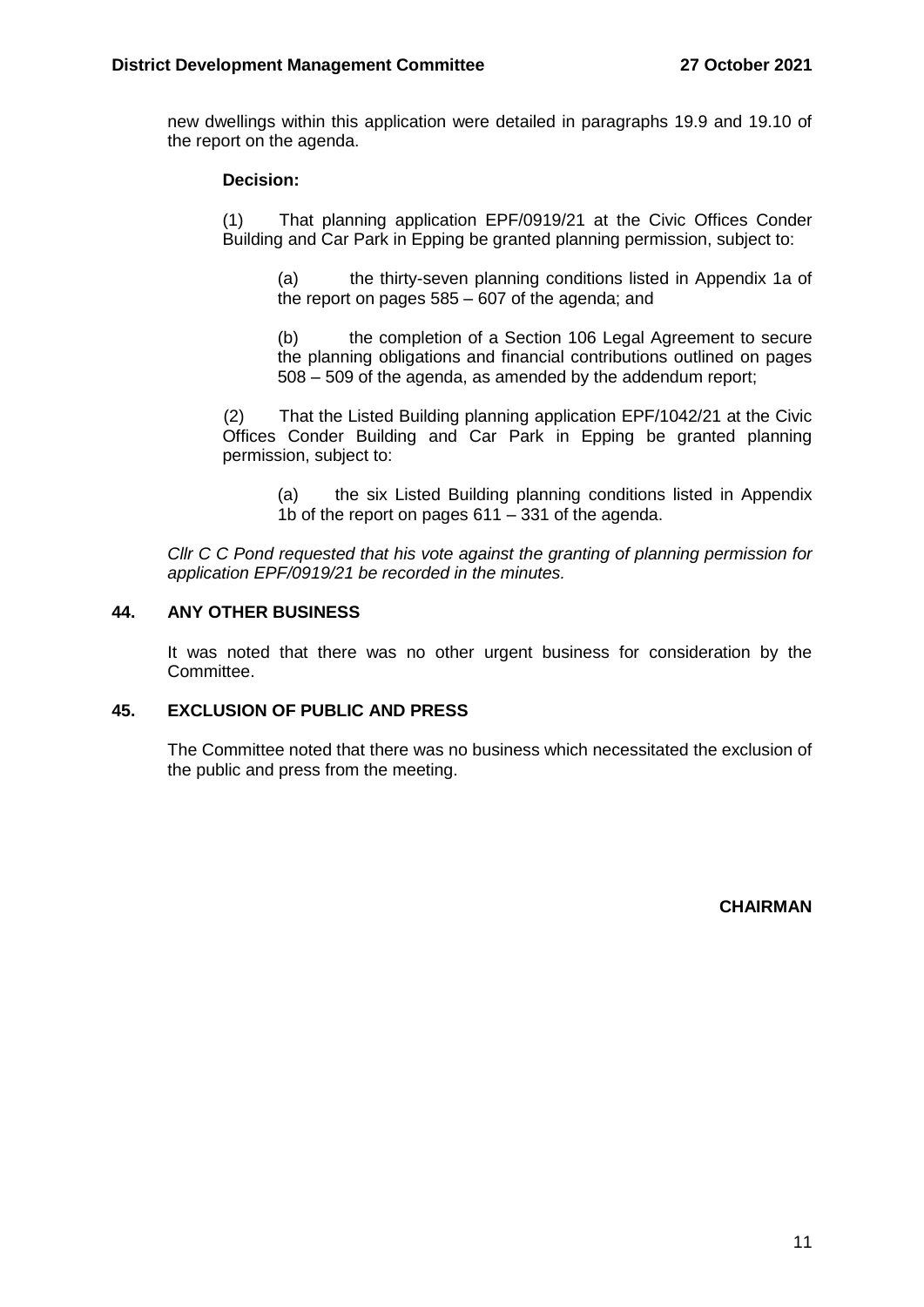new dwellings within this application were detailed in paragraphs 19.9 and 19.10 of the report on the agenda.

**Decision:**

(1) That planning application EPF/0919/21 at the Civic Offices Conder Building and Car Park in Epping be granted planning permission, subject to:

(a) the thirty-seven planning conditions listed in Appendix 1a of the report on pages 585 – 607 of the agenda; and

(b) the completion of a Section 106 Legal Agreement to secure the planning obligations and financial contributions outlined on pages 508 – 509 of the agenda, as amended by the addendum report;

(2) That the Listed Building planning application EPF/1042/21 at the Civic Offices Conder Building and Car Park in Epping be granted planning permission, subject to:

(a) the six Listed Building planning conditions listed in Appendix 1b of the report on pages 611 – 331 of the agenda.

*Cllr C C Pond requested that his vote against the granting of planning permission for application EPF/0919/21 be recorded in the minutes.*

## 44. ANY OTHER BUSINESS

It was noted that there was no other urgent business for consideration by the Committee.

## 45. EXCLUSION OF PUBLIC AND PRESS

The Committee noted that there was no business which necessitated the exclusion of the public and press from the meeting.

**CHAIRMAN**